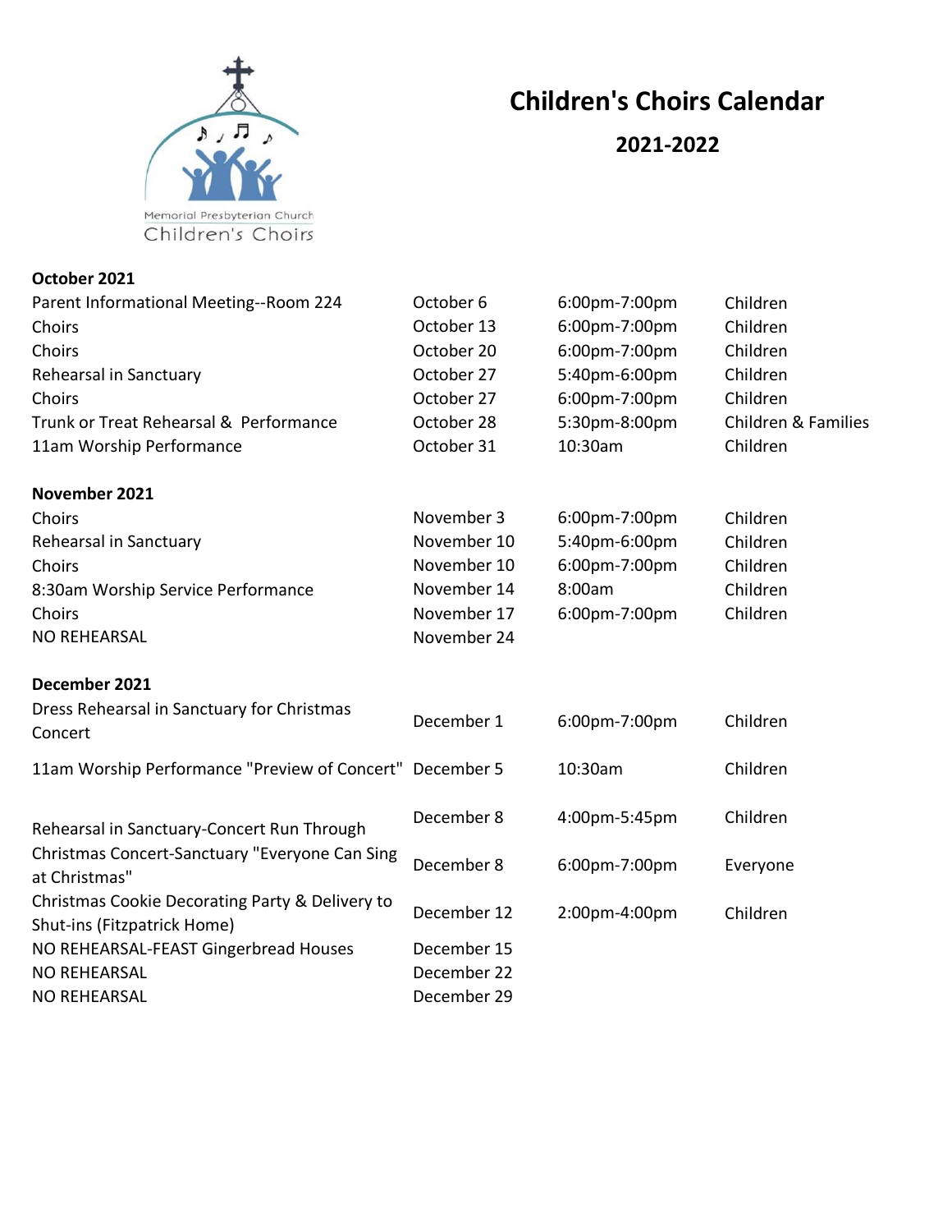Memorial Presbyterian Church
Children's Choirs

# Children's Choirs Calendar

## 2021-2022

**October 2021**

| | | | |
|---|---|---|---|
| Parent Informational Meeting--Room 224 | October 6 | 6:00pm-7:00pm | Children |
| Choirs | October 13 | 6:00pm-7:00pm | Children |
| Choirs | October 20 | 6:00pm-7:00pm | Children |
| Rehearsal in Sanctuary | October 27 | 5:40pm-6:00pm | Children |
| Choirs | October 27 | 6:00pm-7:00pm | Children |
| Trunk or Treat Rehearsal & Performance | October 28 | 5:30pm-8:00pm | Children & Families |
| 11am Worship Performance | October 31 | 10:30am | Children |

**November 2021**

| | | | |
|---|---|---|---|
| Choirs | November 3 | 6:00pm-7:00pm | Children |
| Rehearsal in Sanctuary | November 10 | 5:40pm-6:00pm | Children |
| Choirs | November 10 | 6:00pm-7:00pm | Children |
| 8:30am Worship Service Performance | November 14 | 8:00am | Children |
| Choirs | November 17 | 6:00pm-7:00pm | Children |
| NO REHEARSAL | November 24 | | |

**December 2021**

| | | | |
|---|---|---|---|
| Dress Rehearsal in Sanctuary for Christmas Concert | December 1 | 6:00pm-7:00pm | Children |
| 11am Worship Performance "Preview of Concert" | December 5 | 10:30am | Children |
| Rehearsal in Sanctuary-Concert Run Through | December 8 | 4:00pm-5:45pm | Children |
| Christmas Concert-Sanctuary "Everyone Can Sing at Christmas" | December 8 | 6:00pm-7:00pm | Everyone |
| Christmas Cookie Decorating Party & Delivery to Shut-ins (Fitzpatrick Home) | December 12 | 2:00pm-4:00pm | Children |
| NO REHEARSAL-FEAST Gingerbread Houses | December 15 | | |
| NO REHEARSAL | December 22 | | |
| NO REHEARSAL | December 29 | | |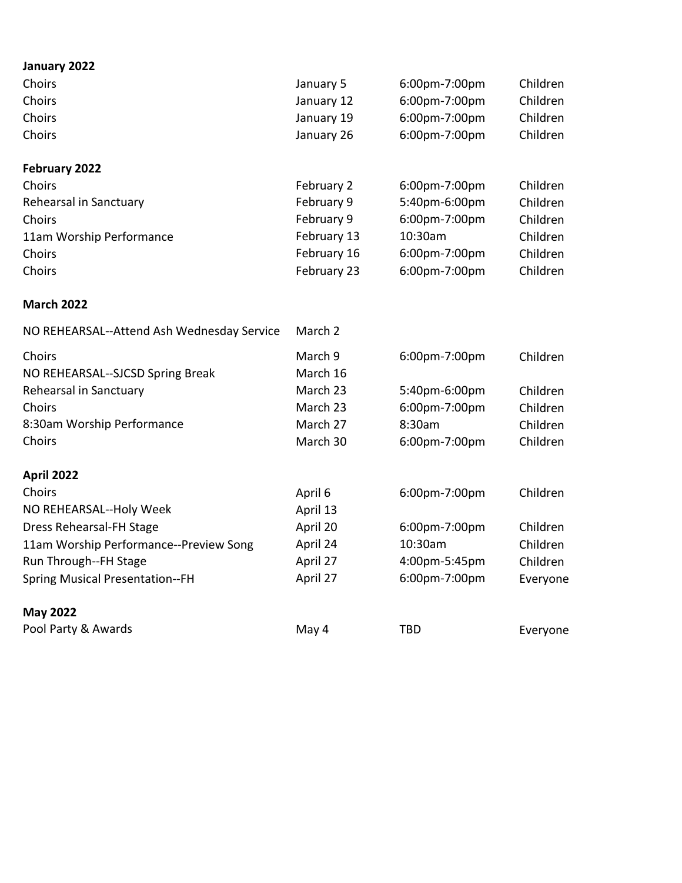**January 2022**

| | | | |
|---|---|---|---|
| Choirs | January 5 | 6:00pm-7:00pm | Children |
| Choirs | January 12 | 6:00pm-7:00pm | Children |
| Choirs | January 19 | 6:00pm-7:00pm | Children |
| Choirs | January 26 | 6:00pm-7:00pm | Children |

**February 2022**

| | | | |
|---|---|---|---|
| Choirs | February 2 | 6:00pm-7:00pm | Children |
| Rehearsal in Sanctuary | February 9 | 5:40pm-6:00pm | Children |
| Choirs | February 9 | 6:00pm-7:00pm | Children |
| 11am Worship Performance | February 13 | 10:30am | Children |
| Choirs | February 16 | 6:00pm-7:00pm | Children |
| Choirs | February 23 | 6:00pm-7:00pm | Children |

**March 2022**

| | | | |
|---|---|---|---|
| NO REHEARSAL--Attend Ash Wednesday Service | March 2 | | |
| Choirs | March 9 | 6:00pm-7:00pm | Children |
| NO REHEARSAL--SJCSD Spring Break | March 16 | | |
| Rehearsal in Sanctuary | March 23 | 5:40pm-6:00pm | Children |
| Choirs | March 23 | 6:00pm-7:00pm | Children |
| 8:30am Worship Performance | March 27 | 8:30am | Children |
| Choirs | March 30 | 6:00pm-7:00pm | Children |

**April 2022**

| | | | |
|---|---|---|---|
| Choirs | April 6 | 6:00pm-7:00pm | Children |
| NO REHEARSAL--Holy Week | April 13 | | |
| Dress Rehearsal-FH Stage | April 20 | 6:00pm-7:00pm | Children |
| 11am Worship Performance--Preview Song | April 24 | 10:30am | Children |
| Run Through--FH Stage | April 27 | 4:00pm-5:45pm | Children |
| Spring Musical Presentation--FH | April 27 | 6:00pm-7:00pm | Everyone |

**May 2022**

| | | | |
|---|---|---|---|
| Pool Party & Awards | May 4 | TBD | Everyone |